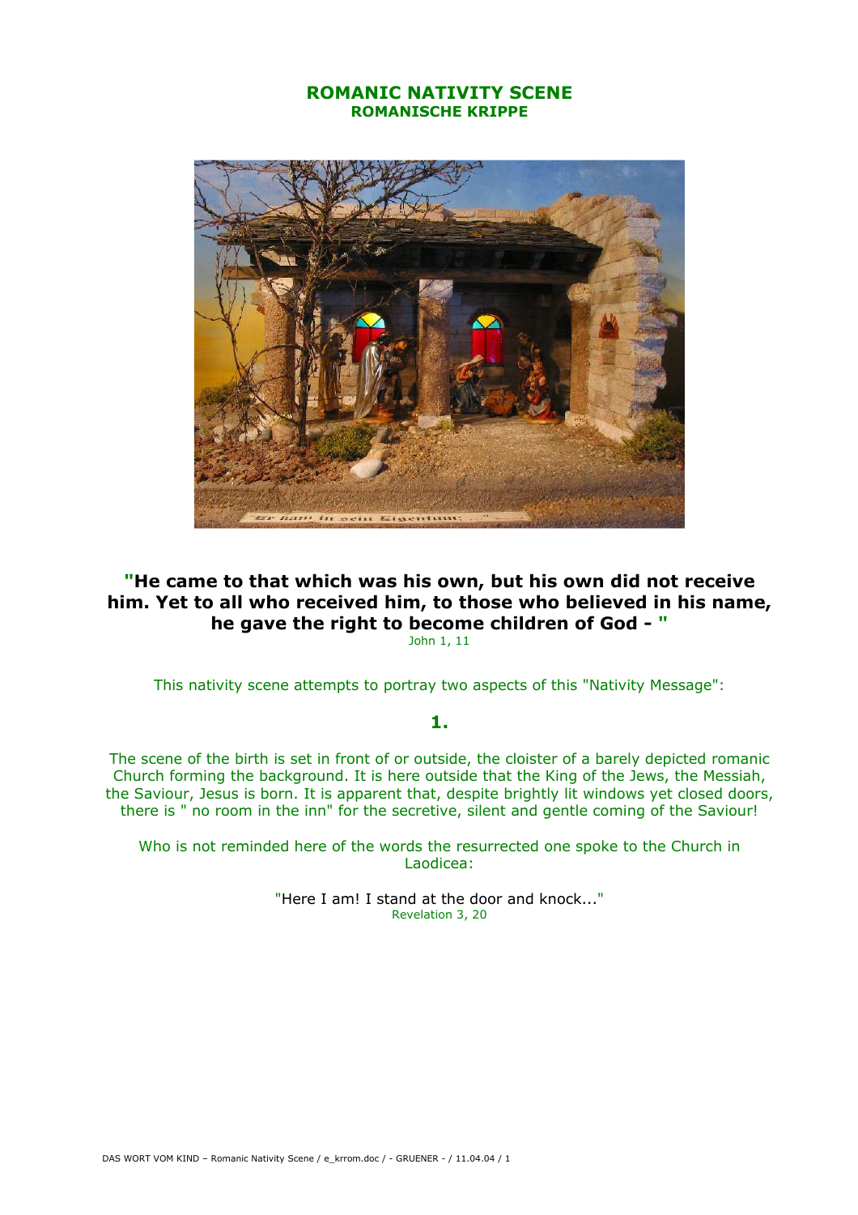# ROMANIC NATIVITY SCENE
## ROMANISCHE KRIPPE

**"He came to that which was his own, but his own did not receive him. Yet to all who received him, to those who believed in his name, he gave the right to become children of God - "**

John 1, 11

This nativity scene attempts to portray two aspects of this "Nativity Message":

**1.**

The scene of the birth is set in front of or outside, the cloister of a barely depicted romanic Church forming the background. It is here outside that the King of the Jews, the Messiah, the Saviour, Jesus is born. It is apparent that, despite brightly lit windows yet closed doors, there is " no room in the inn" for the secretive, silent and gentle coming of the Saviour!

Who is not reminded here of the words the resurrected one spoke to the Church in Laodicea:

"Here I am! I stand at the door and knock..."

Revelation 3, 20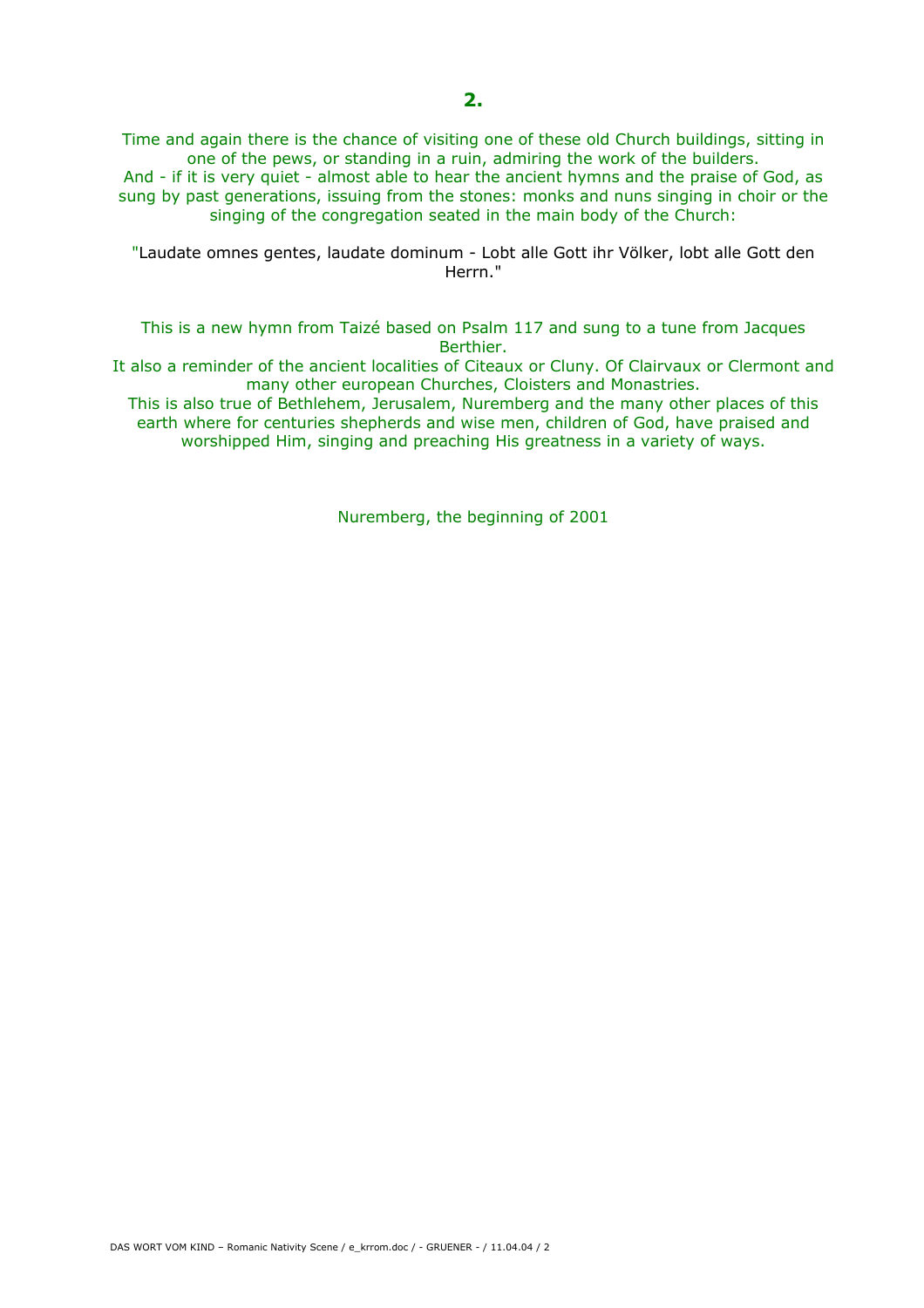## 2.

Time and again there is the chance of visiting one of these old Church buildings, sitting in one of the pews, or standing in a ruin, admiring the work of the builders.
And - if it is very quiet - almost able to hear the ancient hymns and the praise of God, as sung by past generations, issuing from the stones: monks and nuns singing in choir or the singing of the congregation seated in the main body of the Church:

"Laudate omnes gentes, laudate dominum - Lobt alle Gott ihr Völker, lobt alle Gott den Herrn."

This is a new hymn from Taizé based on Psalm 117 and sung to a tune from Jacques Berthier.
It also a reminder of the ancient localities of Citeaux or Cluny. Of Clairvaux or Clermont and many other european Churches, Cloisters and Monastries.
This is also true of Bethlehem, Jerusalem, Nuremberg and the many other places of this earth where for centuries shepherds and wise men, children of God, have praised and worshipped Him, singing and preaching His greatness in a variety of ways.

Nuremberg, the beginning of 2001